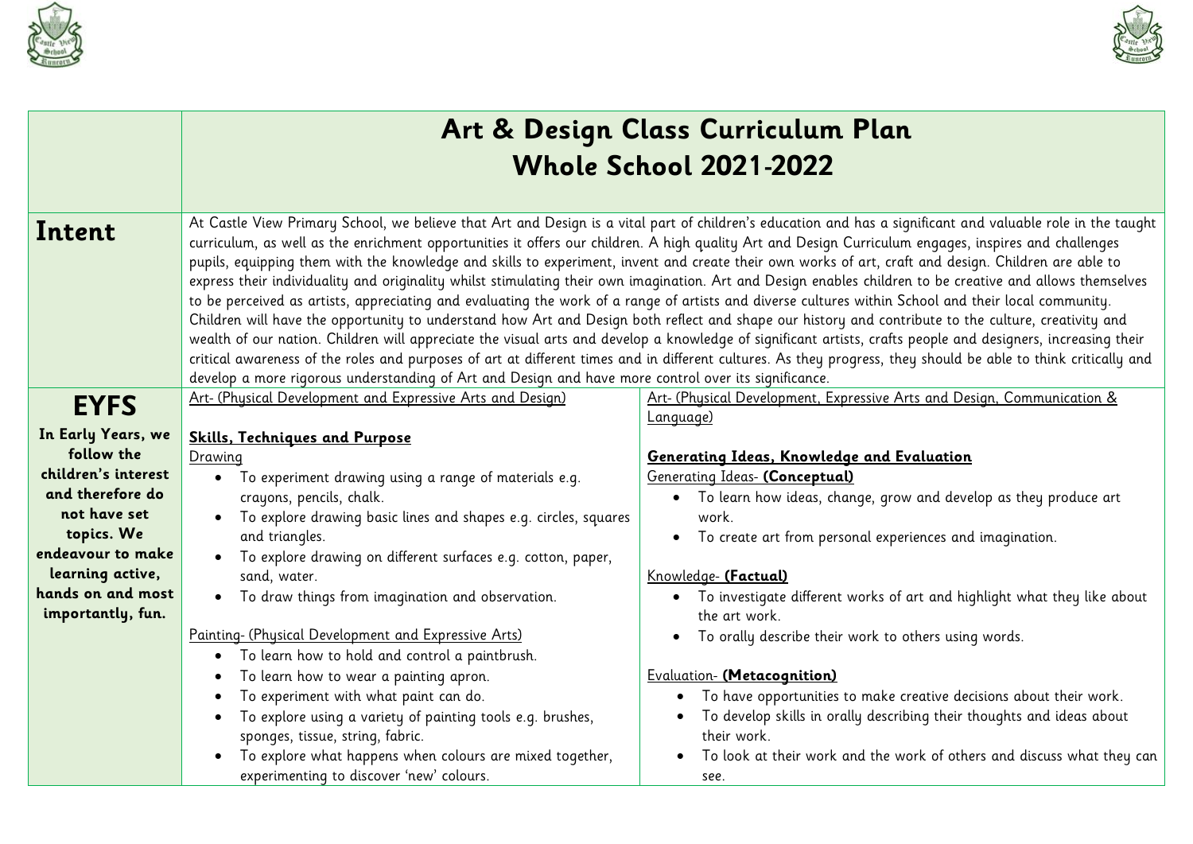# Art & Design Class Curriculum Plan
## Whole School 2021-2022

| | | |
|---|---|---|
| **Intent** | At Castle View Primary School, we believe that Art and Design is a vital part of children's education and has a significant and valuable role in the taught curriculum, as well as the enrichment opportunities it offers our children. A high quality Art and Design Curriculum engages, inspires and challenges pupils, equipping them with the knowledge and skills to experiment, invent and create their own works of art, craft and design. Children are able to express their individuality and originality whilst stimulating their own imagination. Art and Design enables children to be creative and allows themselves to be perceived as artists, appreciating and evaluating the work of a range of artists and diverse cultures within School and their local community. Children will have the opportunity to understand how Art and Design both reflect and shape our history and contribute to the culture, creativity and wealth of our nation. Children will appreciate the visual arts and develop a knowledge of significant artists, crafts people and designers, increasing their critical awareness of the roles and purposes of art at different times and in different cultures. As they progress, they should be able to think critically and develop a more rigorous understanding of Art and Design and have more control over its significance. | |
| **EYFS**<br><br>**In Early Years, we follow the children's interest and therefore do not have set topics. We endeavour to make learning active, hands on and most importantly, fun.** | <u>Art- (Physical Development and Expressive Arts and Design)</u><br><br>**<u>Skills, Techniques and Purpose</u>**<br><u>Drawing</u><br>• To experiment drawing using a range of materials e.g. crayons, pencils, chalk.<br>• To explore drawing basic lines and shapes e.g. circles, squares and triangles.<br>• To explore drawing on different surfaces e.g. cotton, paper, sand, water.<br>• To draw things from imagination and observation.<br><br><u>Painting- (Physical Development and Expressive Arts)</u><br>• To learn how to hold and control a paintbrush.<br>• To learn how to wear a painting apron.<br>• To experiment with what paint can do.<br>• To explore using a variety of painting tools e.g. brushes, sponges, tissue, string, fabric.<br>• To explore what happens when colours are mixed together, experimenting to discover 'new' colours. | <u>Art- (Physical Development, Expressive Arts and Design, Communication & Language)</u><br><br>**<u>Generating Ideas, Knowledge and Evaluation</u>**<br><u>Generating Ideas- **(Conceptual)**</u><br>• To learn how ideas, change, grow and develop as they produce art work.<br>• To create art from personal experiences and imagination.<br><br><u>Knowledge- **(Factual)**</u><br>• To investigate different works of art and highlight what they like about the art work.<br>• To orally describe their work to others using words.<br><br><u>Evaluation- **(Metacognition)**</u><br>• To have opportunities to make creative decisions about their work.<br>• To develop skills in orally describing their thoughts and ideas about their work.<br>• To look at their work and the work of others and discuss what they can see. |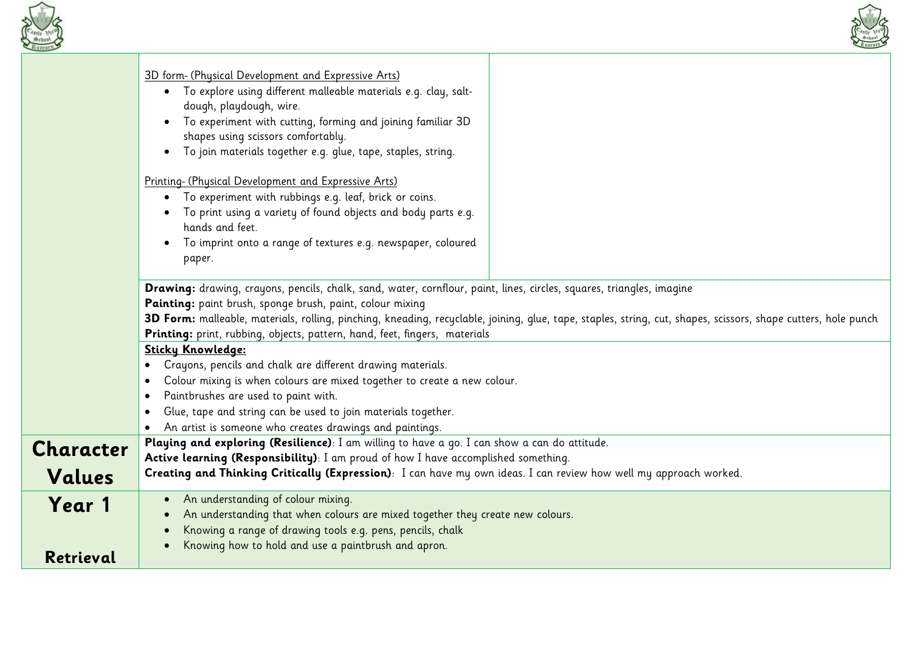| | | |
|---|---|---|
| | 3D form- (Physical Development and Expressive Arts)<br>• To explore using different malleable materials e.g. clay, salt-dough, playdough, wire.<br>• To experiment with cutting, forming and joining familiar 3D shapes using scissors comfortably.<br>• To join materials together e.g. glue, tape, staples, string.<br><br>Printing- (Physical Development and Expressive Arts)<br>• To experiment with rubbings e.g. leaf, brick or coins.<br>• To print using a variety of found objects and body parts e.g. hands and feet.<br>• To imprint onto a range of textures e.g. newspaper, coloured paper. | |
| | **Drawing:** drawing, crayons, pencils, chalk, sand, water, cornflour, paint, lines, circles, squares, triangles, imagine<br>**Painting:** paint brush, sponge brush, paint, colour mixing<br>**3D Form:** malleable, materials, rolling, pinching, kneading, recyclable, joining, glue, tape, staples, string, cut, shapes, scissors, shape cutters, hole punch<br>**Printing:** print, rubbing, objects, pattern, hand, feet, fingers, materials | |
| | **Sticky Knowledge:**<br>• Crayons, pencils and chalk are different drawing materials.<br>• Colour mixing is when colours are mixed together to create a new colour.<br>• Paintbrushes are used to paint with.<br>• Glue, tape and string can be used to join materials together.<br>• An artist is someone who creates drawings and paintings. | |
| **Character Values** | **Playing and exploring (Resilience)**: I am willing to have a go. I can show a can do attitude.<br>**Active learning (Responsibility)**: I am proud of how I have accomplished something.<br>**Creating and Thinking Critically (Expression)**: I can have my own ideas. I can review how well my approach worked. | |
| **Year 1**<br><br>**Retrieval** | • An understanding of colour mixing.<br>• An understanding that when colours are mixed together they create new colours.<br>• Knowing a range of drawing tools e.g. pens, pencils, chalk<br>• Knowing how to hold and use a paintbrush and apron. | |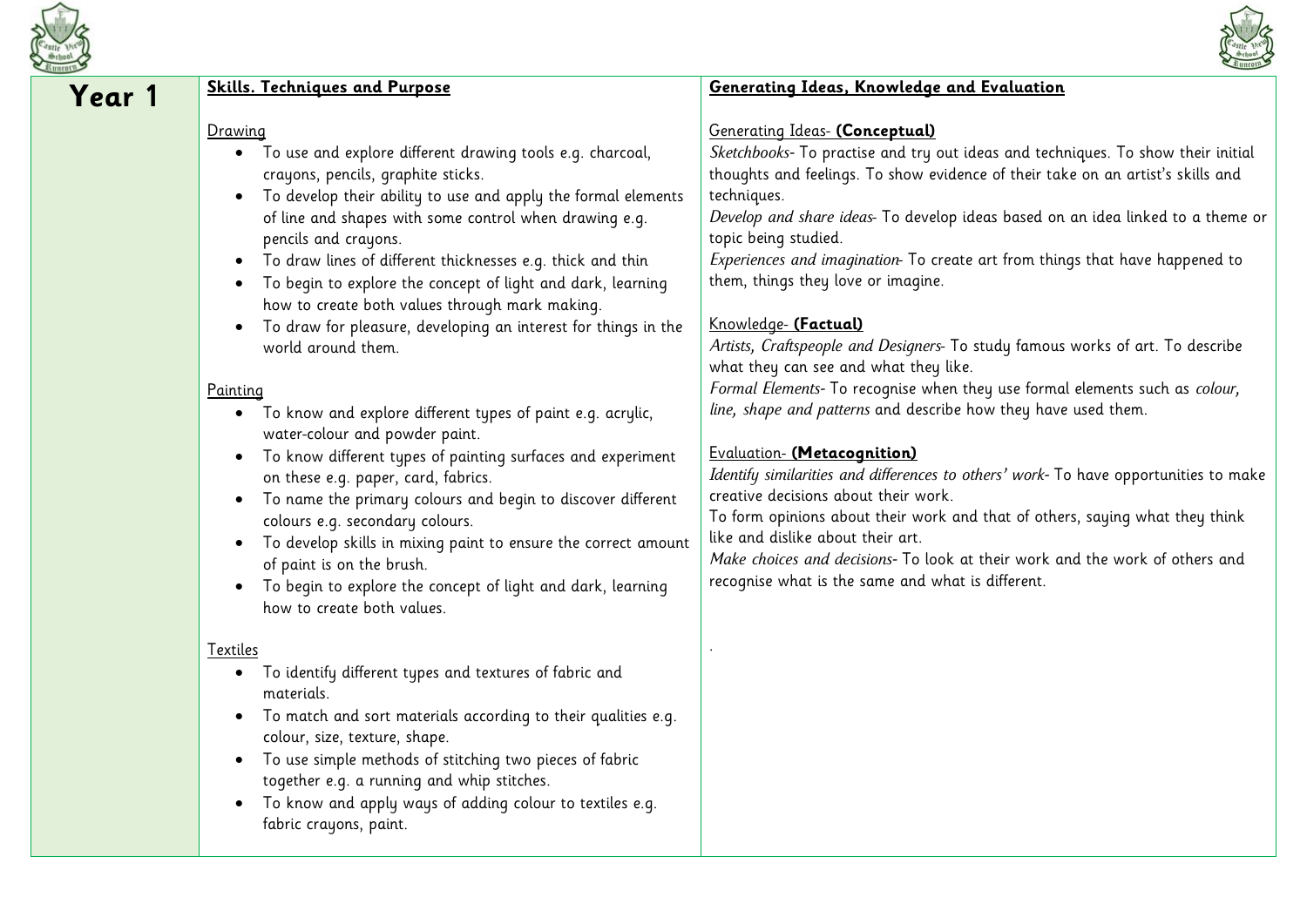# Year 1

## Skills. Techniques and Purpose

### Drawing

- To use and explore different drawing tools e.g. charcoal, crayons, pencils, graphite sticks.
- To develop their ability to use and apply the formal elements of line and shapes with some control when drawing e.g. pencils and crayons.
- To draw lines of different thicknesses e.g. thick and thin
- To begin to explore the concept of light and dark, learning how to create both values through mark making.
- To draw for pleasure, developing an interest for things in the world around them.

### Painting

- To know and explore different types of paint e.g. acrylic, water-colour and powder paint.
- To know different types of painting surfaces and experiment on these e.g. paper, card, fabrics.
- To name the primary colours and begin to discover different colours e.g. secondary colours.
- To develop skills in mixing paint to ensure the correct amount of paint is on the brush.
- To begin to explore the concept of light and dark, learning how to create both values.

### Textiles

- To identify different types and textures of fabric and materials.
- To match and sort materials according to their qualities e.g. colour, size, texture, shape.
- To use simple methods of stitching two pieces of fabric together e.g. a running and whip stitches.
- To know and apply ways of adding colour to textiles e.g. fabric crayons, paint.

## Generating Ideas, Knowledge and Evaluation

### Generating Ideas- **(Conceptual)**

*Sketchbooks*- To practise and try out ideas and techniques. To show their initial thoughts and feelings. To show evidence of their take on an artist's skills and techniques.

*Develop and share ideas*- To develop ideas based on an idea linked to a theme or topic being studied.

*Experiences and imagination*- To create art from things that have happened to them, things they love or imagine.

### Knowledge- **(Factual)**

*Artists, Craftspeople and Designers*- To study famous works of art. To describe what they can see and what they like.

*Formal Elements*- To recognise when they use formal elements such as *colour, line, shape and patterns* and describe how they have used them.

### Evaluation- **(Metacognition)**

*Identify similarities and differences to others' work*- To have opportunities to make creative decisions about their work.

To form opinions about their work and that of others, saying what they think like and dislike about their art.

*Make choices and decisions*- To look at their work and the work of others and recognise what is the same and what is different.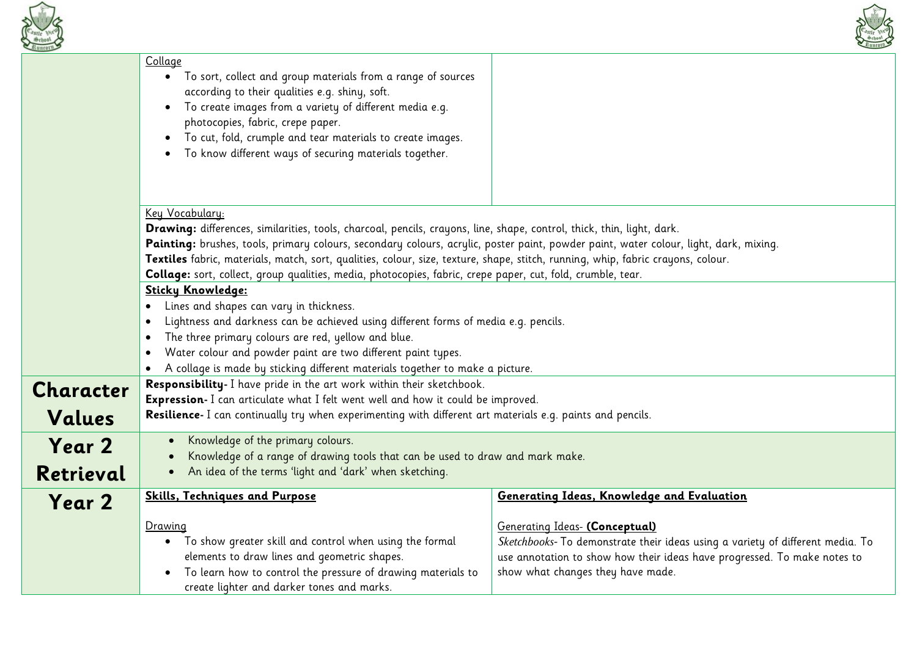| | | |
|---|---|---|
| | <u>Collage</u><br>• To sort, collect and group materials from a range of sources according to their qualities e.g. shiny, soft.<br>• To create images from a variety of different media e.g. photocopies, fabric, crepe paper.<br>• To cut, fold, crumple and tear materials to create images.<br>• To know different ways of securing materials together. | |
| | <u>Key Vocabulary:</u><br>**Drawing:** differences, similarities, tools, charcoal, pencils, crayons, line, shape, control, thick, thin, light, dark.<br>**Painting:** brushes, tools, primary colours, secondary colours, acrylic, poster paint, powder paint, water colour, light, dark, mixing.<br>**Textiles** fabric, materials, match, sort, qualities, colour, size, texture, shape, stitch, running, whip, fabric crayons, colour.<br>**Collage:** sort, collect, group qualities, media, photocopies, fabric, crepe paper, cut, fold, crumble, tear. | |
| | **<u>Sticky Knowledge:</u>**<br>• Lines and shapes can vary in thickness.<br>• Lightness and darkness can be achieved using different forms of media e.g. pencils.<br>• The three primary colours are red, yellow and blue.<br>• Water colour and powder paint are two different paint types.<br>• A collage is made by sticking different materials together to make a picture. | |
| **Character Values** | **Responsibility-** I have pride in the art work within their sketchbook.<br>**Expression-** I can articulate what I felt went well and how it could be improved.<br>**Resilience-** I can continually try when experimenting with different art materials e.g. paints and pencils. | |
| **Year 2 Retrieval** | • Knowledge of the primary colours.<br>• Knowledge of a range of drawing tools that can be used to draw and mark make.<br>• An idea of the terms 'light and 'dark' when sketching. | |
| **Year 2** | **<u>Skills, Techniques and Purpose</u>**<br><br><u>Drawing</u><br>• To show greater skill and control when using the formal elements to draw lines and geometric shapes.<br>• To learn how to control the pressure of drawing materials to create lighter and darker tones and marks. | **<u>Generating Ideas, Knowledge and Evaluation</u>**<br><br><u>Generating Ideas-</u> **(Conceptual)**<br>*Sketchbooks*- To demonstrate their ideas using a variety of different media. To use annotation to show how their ideas have progressed. To make notes to show what changes they have made. |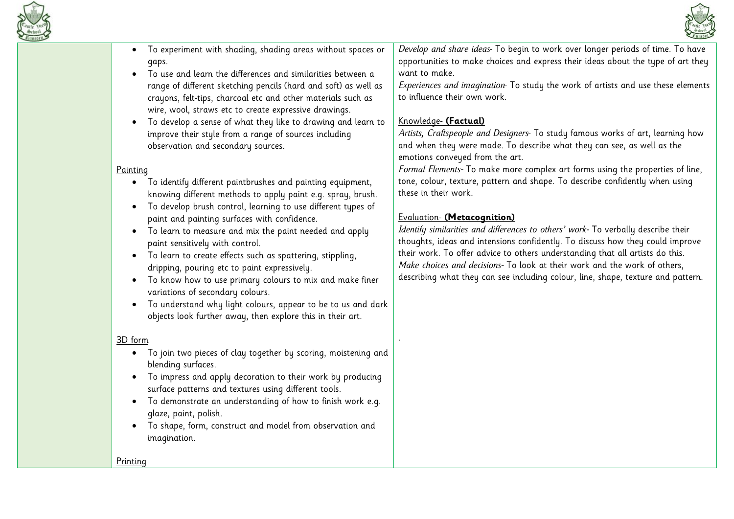| | | |
|---|---|---|
| | - To experiment with shading, shading areas without spaces or gaps.<br>- To use and learn the differences and similarities between a range of different sketching pencils (hard and soft) as well as crayons, felt-tips, charcoal etc and other materials such as wire, wool, straws etc to create expressive drawings.<br>- To develop a sense of what they like to drawing and learn to improve their style from a range of sources including observation and secondary sources.<br><br><u>Painting</u><br>- To identify different paintbrushes and painting equipment, knowing different methods to apply paint e.g. spray, brush.<br>- To develop brush control, learning to use different types of paint and painting surfaces with confidence.<br>- To learn to measure and mix the paint needed and apply paint sensitively with control.<br>- To learn to create effects such as spattering, stippling, dripping, pouring etc to paint expressively.<br>- To know how to use primary colours to mix and make finer variations of secondary colours.<br>- To understand why light colours, appear to be to us and dark objects look further away, then explore this in their art.<br><br><u>3D form</u><br>- To join two pieces of clay together by scoring, moistening and blending surfaces.<br>- To impress and apply decoration to their work by producing surface patterns and textures using different tools.<br>- To demonstrate an understanding of how to finish work e.g. glaze, paint, polish.<br>- To shape, form, construct and model from observation and imagination.<br><br><u>Printing</u> | *Develop and share ideas*- To begin to work over longer periods of time. To have opportunities to make choices and express their ideas about the type of art they want to make.<br>*Experiences and imagination*- To study the work of artists and use these elements to influence their own work.<br><br><u>Knowledge- **(Factual)**</u><br>*Artists, Craftspeople and Designers*- To study famous works of art, learning how and when they were made. To describe what they can see, as well as the emotions conveyed from the art.<br>*Formal Elements*- To make more complex art forms using the properties of line, tone, colour, texture, pattern and shape. To describe confidently when using these in their work.<br><br><u>Evaluation- **(Metacognition)**</u><br>*Identify similarities and differences to others' work*- To verbally describe their thoughts, ideas and intensions confidently. To discuss how they could improve their work. To offer advice to others understanding that all artists do this.<br>*Make choices and decisions*- To look at their work and the work of others, describing what they can see including colour, line, shape, texture and pattern.<br><br>. |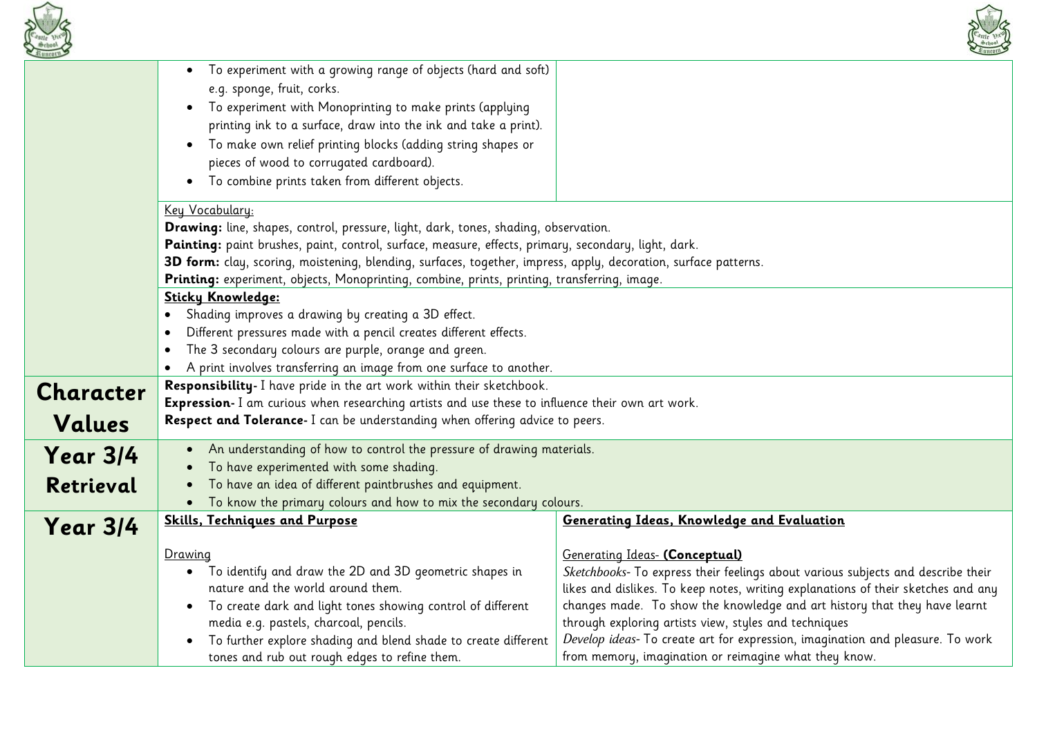| | | |
|---|---|---|
| | • To experiment with a growing range of objects (hard and soft) e.g. sponge, fruit, corks.<br>• To experiment with Monoprinting to make prints (applying printing ink to a surface, draw into the ink and take a print).<br>• To make own relief printing blocks (adding string shapes or pieces of wood to corrugated cardboard).<br>• To combine prints taken from different objects. | |
| | Key Vocabulary:<br>**Drawing:** line, shapes, control, pressure, light, dark, tones, shading, observation.<br>**Painting:** paint brushes, paint, control, surface, measure, effects, primary, secondary, light, dark.<br>**3D form:** clay, scoring, moistening, blending, surfaces, together, impress, apply, decoration, surface patterns.<br>**Printing:** experiment, objects, Monoprinting, combine, prints, printing, transferring, image. | |
| | **Sticky Knowledge:**<br>• Shading improves a drawing by creating a 3D effect.<br>• Different pressures made with a pencil creates different effects.<br>• The 3 secondary colours are purple, orange and green.<br>• A print involves transferring an image from one surface to another. | |
| **Character Values** | **Responsibility-** I have pride in the art work within their sketchbook.<br>**Expression-** I am curious when researching artists and use these to influence their own art work.<br>**Respect and Tolerance-** I can be understanding when offering advice to peers. | |
| **Year 3/4 Retrieval** | • An understanding of how to control the pressure of drawing materials.<br>• To have experimented with some shading.<br>• To have an idea of different paintbrushes and equipment.<br>• To know the primary colours and how to mix the secondary colours. | |
| **Year 3/4** | **Skills, Techniques and Purpose**<br><br>Drawing<br>• To identify and draw the 2D and 3D geometric shapes in nature and the world around them.<br>• To create dark and light tones showing control of different media e.g. pastels, charcoal, pencils.<br>• To further explore shading and blend shade to create different tones and rub out rough edges to refine them. | **Generating Ideas, Knowledge and Evaluation**<br><br>Generating Ideas- **(Conceptual)**<br>*Sketchbooks*- To express their feelings about various subjects and describe their likes and dislikes. To keep notes, writing explanations of their sketches and any changes made. To show the knowledge and art history that they have learnt through exploring artists view, styles and techniques<br>*Develop ideas*- To create art for expression, imagination and pleasure. To work from memory, imagination or reimagine what they know. |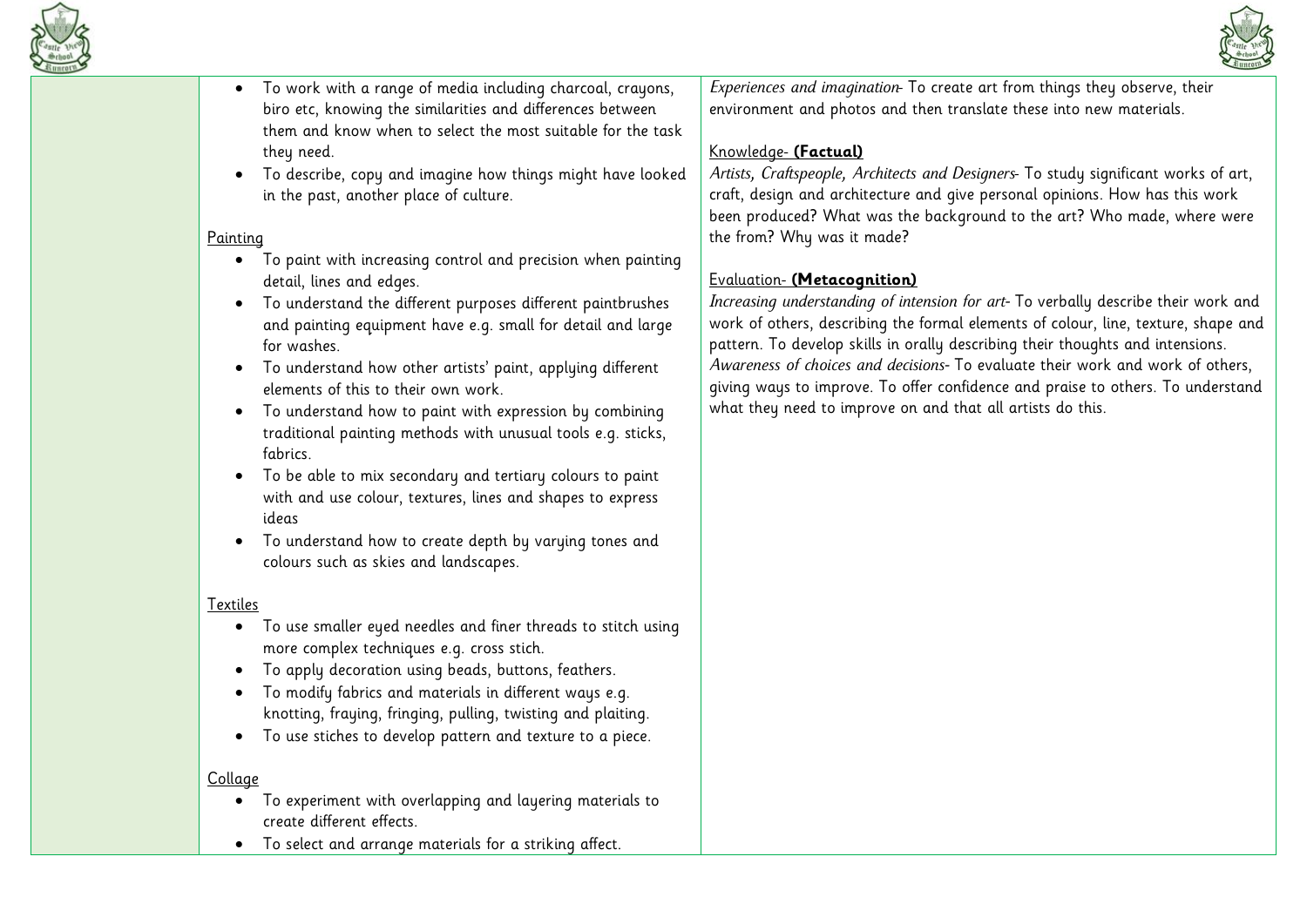| | | |
|---|---|---|
| | - To work with a range of media including charcoal, crayons, biro etc, knowing the similarities and differences between them and know when to select the most suitable for the task they need.<br>- To describe, copy and imagine how things might have looked in the past, another place of culture.<br><br><u>Painting</u><br>- To paint with increasing control and precision when painting detail, lines and edges.<br>- To understand the different purposes different paintbrushes and painting equipment have e.g. small for detail and large for washes.<br>- To understand how other artists' paint, applying different elements of this to their own work.<br>- To understand how to paint with expression by combining traditional painting methods with unusual tools e.g. sticks, fabrics.<br>- To be able to mix secondary and tertiary colours to paint with and use colour, textures, lines and shapes to express ideas<br>- To understand how to create depth by varying tones and colours such as skies and landscapes.<br><br><u>Textiles</u><br>- To use smaller eyed needles and finer threads to stitch using more complex techniques e.g. cross stich.<br>- To apply decoration using beads, buttons, feathers.<br>- To modify fabrics and materials in different ways e.g. knotting, fraying, fringing, pulling, twisting and plaiting.<br>- To use stiches to develop pattern and texture to a piece.<br><br><u>Collage</u><br>- To experiment with overlapping and layering materials to create different effects.<br>- To select and arrange materials for a striking affect. | *Experiences and imagination*- To create art from things they observe, their environment and photos and then translate these into new materials.<br><br><u>Knowledge- **(Factual)**</u><br>*Artists, Craftspeople, Architects and Designers*- To study significant works of art, craft, design and architecture and give personal opinions. How has this work been produced? What was the background to the art? Who made, where were the from? Why was it made?<br><br><u>Evaluation- **(Metacognition)**</u><br>*Increasing understanding of intension for art*- To verbally describe their work and work of others, describing the formal elements of colour, line, texture, shape and pattern. To develop skills in orally describing their thoughts and intensions.<br>*Awareness of choices and decisions*- To evaluate their work and work of others, giving ways to improve. To offer confidence and praise to others. To understand what they need to improve on and that all artists do this. |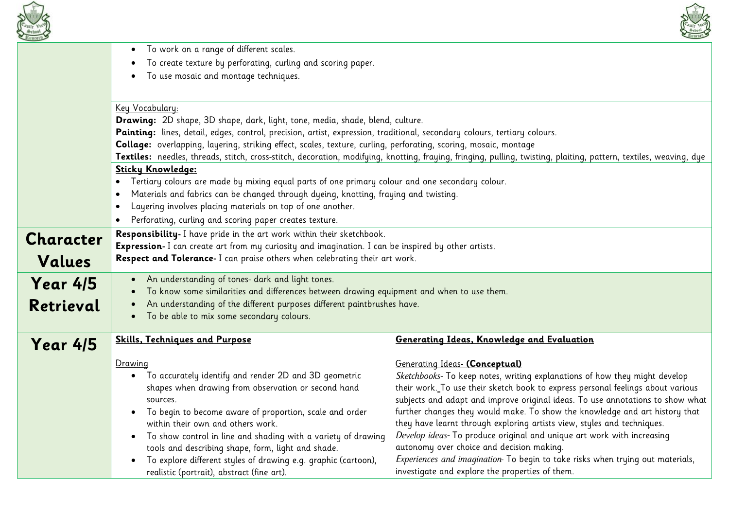| | | |
|---|---|---|
| | - To work on a range of different scales.<br>- To create texture by perforating, curling and scoring paper.<br>- To use mosaic and montage techniques. | |
| | Key Vocabulary:<br>**Drawing:** 2D shape, 3D shape, dark, light, tone, media, shade, blend, culture.<br>**Painting:** lines, detail, edges, control, precision, artist, expression, traditional, secondary colours, tertiary colours.<br>**Collage:** overlapping, layering, striking effect, scales, texture, curling, perforating, scoring, mosaic, montage<br>**Textiles:** needles, threads, stitch, cross-stitch, decoration, modifying, knotting, fraying, fringing, pulling, twisting, plaiting, pattern, textiles, weaving, dye | |
| | **Sticky Knowledge:**<br>- Tertiary colours are made by mixing equal parts of one primary colour and one secondary colour.<br>- Materials and fabrics can be changed through dyeing, knotting, fraying and twisting.<br>- Layering involves placing materials on top of one another.<br>- Perforating, curling and scoring paper creates texture. | |
| **Character Values** | **Responsibility-** I have pride in the art work within their sketchbook.<br>**Expression-** I can create art from my curiosity and imagination. I can be inspired by other artists.<br>**Respect and Tolerance-** I can praise others when celebrating their art work. | |
| **Year 4/5 Retrieval** | - An understanding of tones- dark and light tones.<br>- To know some similarities and differences between drawing equipment and when to use them.<br>- An understanding of the different purposes different paintbrushes have.<br>- To be able to mix some secondary colours. | |
| **Year 4/5** | **Skills, Techniques and Purpose**<br><br>Drawing<br>- To accurately identify and render 2D and 3D geometric shapes when drawing from observation or second hand sources.<br>- To begin to become aware of proportion, scale and order within their own and others work.<br>- To show control in line and shading with a variety of drawing tools and describing shape, form, light and shade.<br>- To explore different styles of drawing e.g. graphic (cartoon), realistic (portrait), abstract (fine art). | **Generating Ideas, Knowledge and Evaluation**<br><br>Generating Ideas- **(Conceptual)**<br>*Sketchbooks*- To keep notes, writing explanations of how they might develop their work. To use their sketch book to express personal feelings about various subjects and adapt and improve original ideas. To use annotations to show what further changes they would make. To show the knowledge and art history that they have learnt through exploring artists view, styles and techniques.<br>*Develop ideas*- To produce original and unique art work with increasing autonomy over choice and decision making.<br>*Experiences and imagination*- To begin to take risks when trying out materials, investigate and explore the properties of them. |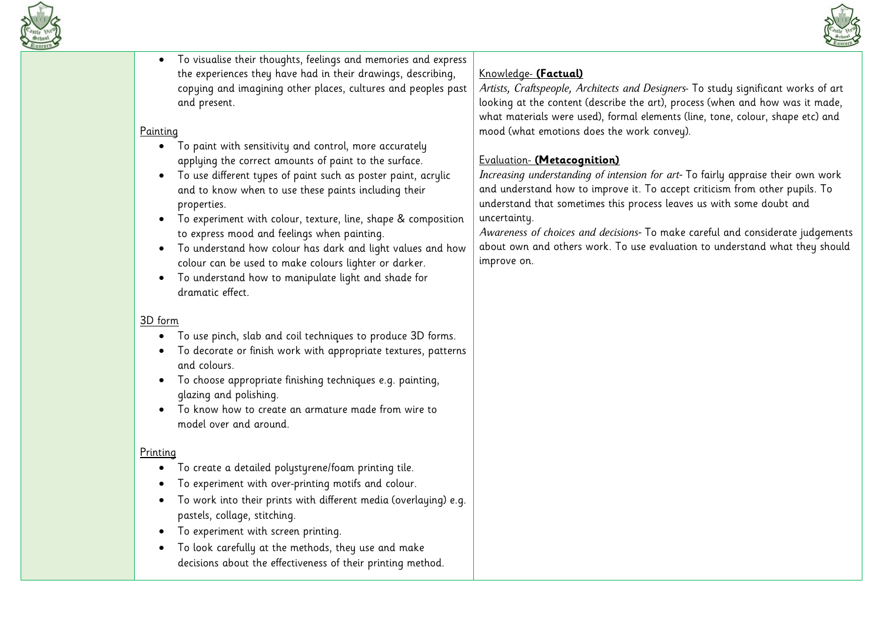| | | |
|---|---|---|
| | - To visualise their thoughts, feelings and memories and express the experiences they have had in their drawings, describing, copying and imagining other places, cultures and peoples past and present.<br><br>Painting<br>- To paint with sensitivity and control, more accurately applying the correct amounts of paint to the surface.<br>- To use different types of paint such as poster paint, acrylic and to know when to use these paints including their properties.<br>- To experiment with colour, texture, line, shape & composition to express mood and feelings when painting.<br>- To understand how colour has dark and light values and how colour can be used to make colours lighter or darker.<br>- To understand how to manipulate light and shade for dramatic effect.<br><br>3D form<br>- To use pinch, slab and coil techniques to produce 3D forms.<br>- To decorate or finish work with appropriate textures, patterns and colours.<br>- To choose appropriate finishing techniques e.g. painting, glazing and polishing.<br>- To know how to create an armature made from wire to model over and around.<br><br>Printing<br>- To create a detailed polystyrene/foam printing tile.<br>- To experiment with over-printing motifs and colour.<br>- To work into their prints with different media (overlaying) e.g. pastels, collage, stitching.<br>- To experiment with screen printing.<br>- To look carefully at the methods, they use and make decisions about the effectiveness of their printing method. | Knowledge- **(Factual)**<br>*Artists, Craftspeople, Architects and Designers*- To study significant works of art looking at the content (describe the art), process (when and how was it made, what materials were used), formal elements (line, tone, colour, shape etc) and mood (what emotions does the work convey).<br><br>Evaluation- **(Metacognition)**<br>*Increasing understanding of intension for art*- To fairly appraise their own work and understand how to improve it. To accept criticism from other pupils. To understand that sometimes this process leaves us with some doubt and uncertainty.<br>*Awareness of choices and decisions*- To make careful and considerate judgements about own and others work. To use evaluation to understand what they should improve on. |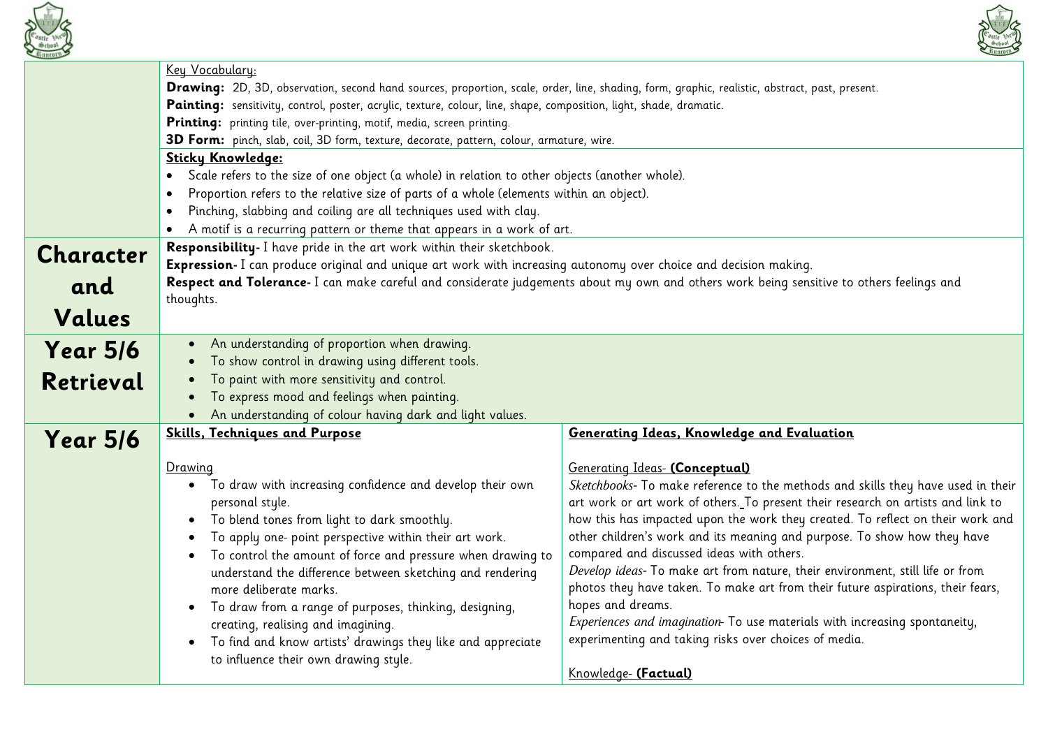| | | |
|---|---|---|
| | <u>Key Vocabulary:</u><br>**Drawing:** 2D, 3D, observation, second hand sources, proportion, scale, order, line, shading, form, graphic, realistic, abstract, past, present.<br>**Painting:** sensitivity, control, poster, acrylic, texture, colour, line, shape, composition, light, shade, dramatic.<br>**Printing:** printing tile, over-printing, motif, media, screen printing.<br>**3D Form:** pinch, slab, coil, 3D form, texture, decorate, pattern, colour, armature, wire. | |
| | **<u>Sticky Knowledge:</u>**<br>• Scale refers to the size of one object (a whole) in relation to other objects (another whole).<br>• Proportion refers to the relative size of parts of a whole (elements within an object).<br>• Pinching, slabbing and coiling are all techniques used with clay.<br>• A motif is a recurring pattern or theme that appears in a work of art. | |
| **Character and Values** | **Responsibility-** I have pride in the art work within their sketchbook.<br>**Expression-** I can produce original and unique art work with increasing autonomy over choice and decision making.<br>**Respect and Tolerance-** I can make careful and considerate judgements about my own and others work being sensitive to others feelings and thoughts. | |
| **Year 5/6 Retrieval** | • An understanding of proportion when drawing.<br>• To show control in drawing using different tools.<br>• To paint with more sensitivity and control.<br>• To express mood and feelings when painting.<br>• An understanding of colour having dark and light values. | |
| **Year 5/6** | **<u>Skills, Techniques and Purpose</u>**<br><br><u>Drawing</u><br>• To draw with increasing confidence and develop their own personal style.<br>• To blend tones from light to dark smoothly.<br>• To apply one- point perspective within their art work.<br>• To control the amount of force and pressure when drawing to understand the difference between sketching and rendering more deliberate marks.<br>• To draw from a range of purposes, thinking, designing, creating, realising and imagining.<br>• To find and know artists' drawings they like and appreciate to influence their own drawing style. | **<u>Generating Ideas, Knowledge and Evaluation</u>**<br><br><u>Generating Ideas- **(Conceptual)**</u><br>*Sketchbooks*- To make reference to the methods and skills they have used in their art work or art work of others. To present their research on artists and link to how this has impacted upon the work they created. To reflect on their work and other children's work and its meaning and purpose. To show how they have compared and discussed ideas with others.<br>*Develop ideas*- To make art from nature, their environment, still life or from photos they have taken. To make art from their future aspirations, their fears, hopes and dreams.<br>*Experiences and imagination*- To use materials with increasing spontaneity, experimenting and taking risks over choices of media.<br><br><u>Knowledge- **(Factual)**</u> |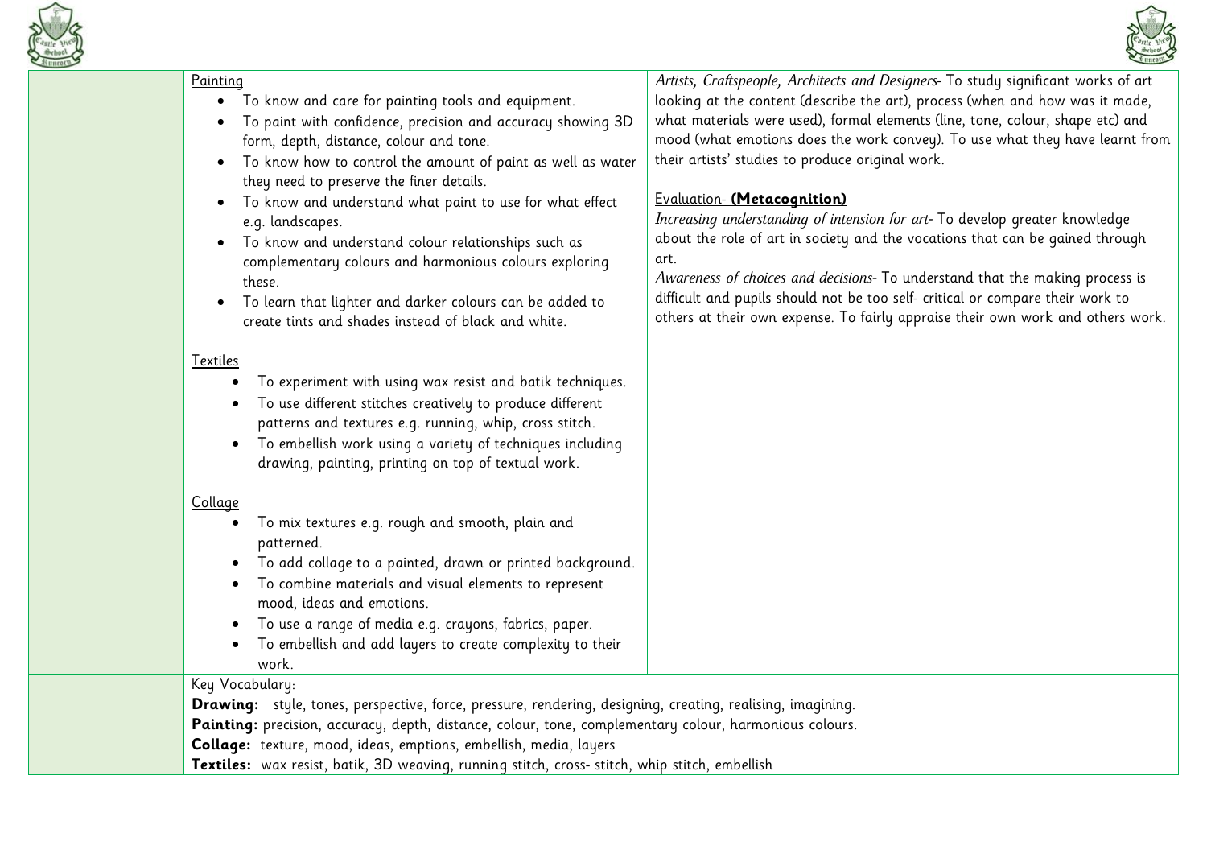Painting

- To know and care for painting tools and equipment.
- To paint with confidence, precision and accuracy showing 3D form, depth, distance, colour and tone.
- To know how to control the amount of paint as well as water they need to preserve the finer details.
- To know and understand what paint to use for what effect e.g. landscapes.
- To know and understand colour relationships such as complementary colours and harmonious colours exploring these.
- To learn that lighter and darker colours can be added to create tints and shades instead of black and white.

Textiles

- To experiment with using wax resist and batik techniques.
- To use different stitches creatively to produce different patterns and textures e.g. running, whip, cross stitch.
- To embellish work using a variety of techniques including drawing, painting, printing on top of textual work.

Collage

- To mix textures e.g. rough and smooth, plain and patterned.
- To add collage to a painted, drawn or printed background.
- To combine materials and visual elements to represent mood, ideas and emotions.
- To use a range of media e.g. crayons, fabrics, paper.
- To embellish and add layers to create complexity to their work.

*Artists, Craftspeople, Architects and Designers*- To study significant works of art looking at the content (describe the art), process (when and how was it made, what materials were used), formal elements (line, tone, colour, shape etc) and mood (what emotions does the work convey). To use what they have learnt from their artists' studies to produce original work.

Evaluation- **(Metacognition)**

*Increasing understanding of intension for art*- To develop greater knowledge about the role of art in society and the vocations that can be gained through art.

*Awareness of choices and decisions*- To understand that the making process is difficult and pupils should not be too self- critical or compare their work to others at their own expense. To fairly appraise their own work and others work.

Key Vocabulary:

**Drawing:** style, tones, perspective, force, pressure, rendering, designing, creating, realising, imagining.

**Painting:** precision, accuracy, depth, distance, colour, tone, complementary colour, harmonious colours.

**Collage:** texture, mood, ideas, emptions, embellish, media, layers

**Textiles:** wax resist, batik, 3D weaving, running stitch, cross- stitch, whip stitch, embellish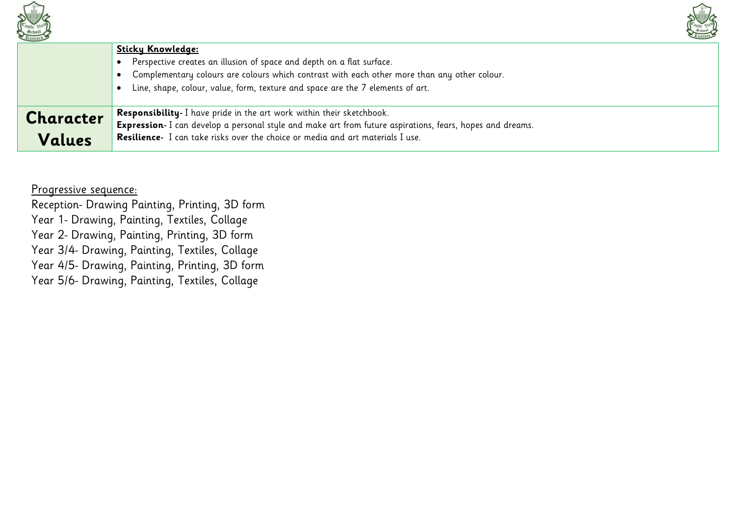| | |
|---|---|
| | **Sticky Knowledge:**<br>• Perspective creates an illusion of space and depth on a flat surface.<br>• Complementary colours are colours which contrast with each other more than any other colour.<br>• Line, shape, colour, value, form, texture and space are the 7 elements of art. |
| **Character Values** | **Responsibility-** I have pride in the art work within their sketchbook.<br>**Expression-** I can develop a personal style and make art from future aspirations, fears, hopes and dreams.<br>**Resilience-** I can take risks over the choice or media and art materials I use. |

Progressive sequence:

Reception- Drawing Painting, Printing, 3D form
Year 1- Drawing, Painting, Textiles, Collage
Year 2- Drawing, Painting, Printing, 3D form
Year 3/4- Drawing, Painting, Textiles, Collage
Year 4/5- Drawing, Painting, Printing, 3D form
Year 5/6- Drawing, Painting, Textiles, Collage